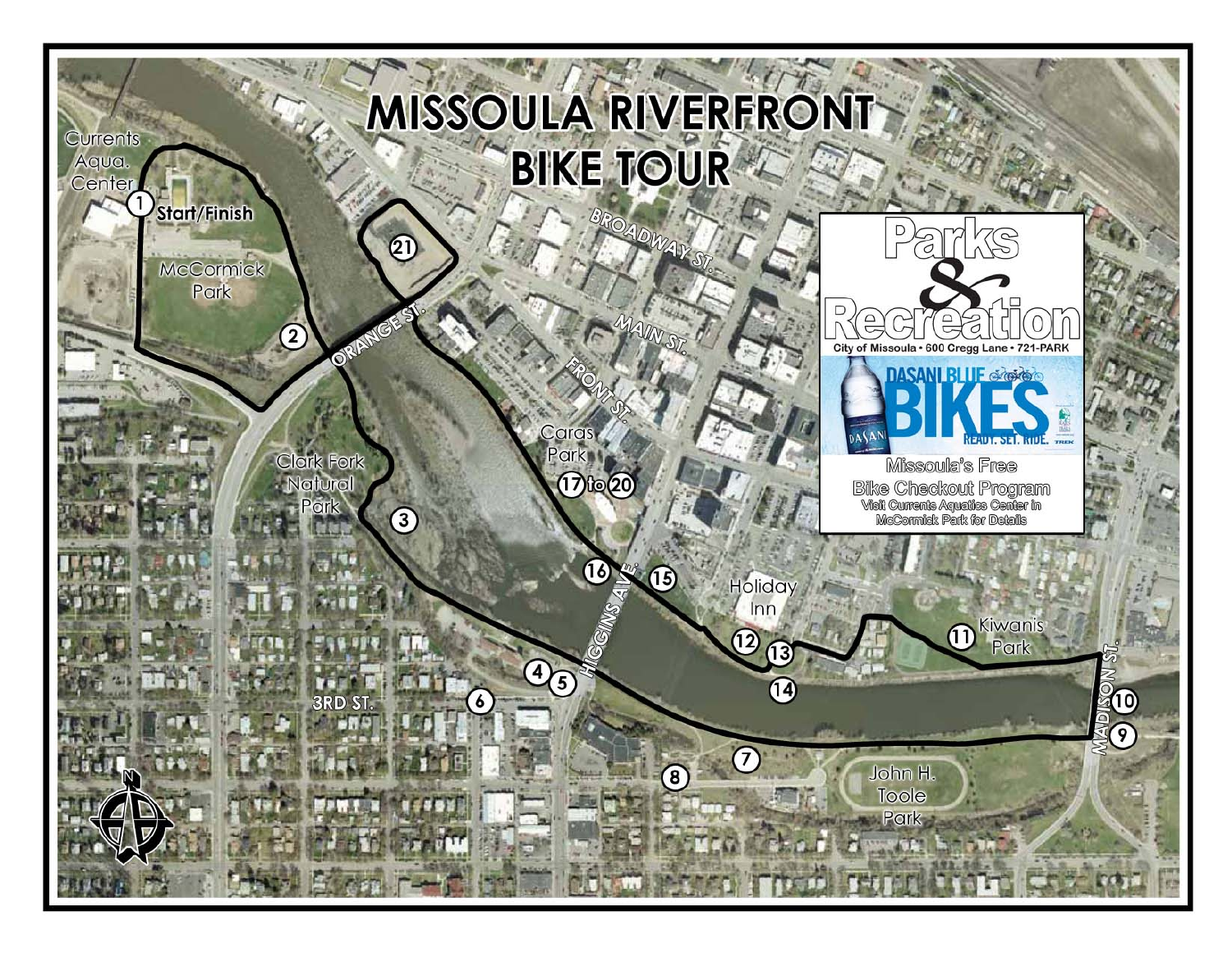# MISSOULA RIVERFRONT BIKE TOUR

Currents Aqua. Center

1 Start/Finish

McCormick Park

2

21

ORANGE ST.

BROADWAY ST.

MAIN ST.

FRONT ST.

Caras Park

17 to 20

Clark Fork Natural Park

3

16

HIGGINS AVE.

15

Holiday Inn

12

13

14

11

Kiwanis Park

MADISON ST.

10

9

4

5

6

3RD ST.

7

8

John H. Toole Park

**Parks & Recreation**

City of Missoula • 600 Cregg Lane • 721-PARK

DASANI BLUE BIKES

READY. SET. RIDE.

Missoula's Free Bike Checkout Program

Visit Currents Aquatics Center in McCormick Park for Details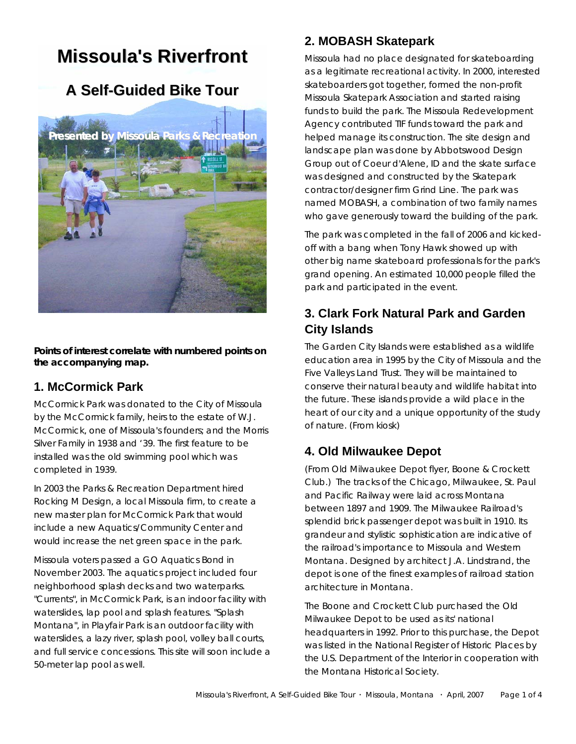# Missoula's Riverfront

## A Self-Guided Bike Tour

Presented by Missoula Parks & Recreation

**Points of interest correlate with numbered points on the accompanying map.**

## 1. McCormick Park

McCormick Park was donated to the City of Missoula by the McCormick family, heirs to the estate of W.J. McCormick, one of Missoula's founders; and the Morris Silver Family in 1938 and '39. The first feature to be installed was the old swimming pool which was completed in 1939.

In 2003 the Parks & Recreation Department hired Rocking M Design, a local Missoula firm, to create a new master plan for McCormick Park that would include a new Aquatics/Community Center and would increase the net green space in the park.

Missoula voters passed a GO Aquatics Bond in November 2003. The aquatics project included four neighborhood splash decks and two waterparks. "Currents", in McCormick Park, is an indoor facility with waterslides, lap pool and splash features. "Splash Montana", in Playfair Park is an outdoor facility with waterslides, a lazy river, splash pool, volley ball courts, and full service concessions. This site will soon include a 50-meter lap pool as well.

## 2. MOBASH Skatepark

Missoula had no place designated for skateboarding as a legitimate recreational activity. In 2000, interested skateboarders got together, formed the non-profit Missoula Skatepark Association and started raising funds to build the park. The Missoula Redevelopment Agency contributed TIF funds toward the park and helped manage its construction. The site design and landscape plan was done by Abbotswood Design Group out of Coeur d'Alene, ID and the skate surface was designed and constructed by the Skatepark contractor/designer firm Grind Line. The park was named MOBASH, a combination of two family names who gave generously toward the building of the park.

The park was completed in the fall of 2006 and kicked-off with a bang when Tony Hawk showed up with other big name skateboard professionals for the park's grand opening. An estimated 10,000 people filled the park and participated in the event.

## 3. Clark Fork Natural Park and Garden City Islands

The Garden City Islands were established as a wildlife education area in 1995 by the City of Missoula and the Five Valleys Land Trust. They will be maintained to conserve their natural beauty and wildlife habitat into the future. These islands provide a wild place in the heart of our city and a unique opportunity of the study of nature. (From kiosk)

## 4. Old Milwaukee Depot

(From Old Milwaukee Depot flyer, Boone & Crockett Club.) The tracks of the Chicago, Milwaukee, St. Paul and Pacific Railway were laid across Montana between 1897 and 1909. The Milwaukee Railroad's splendid brick passenger depot was built in 1910. Its grandeur and stylistic sophistication are indicative of the railroad's importance to Missoula and Western Montana. Designed by architect J.A. Lindstrand, the depot is one of the finest examples of railroad station architecture in Montana.

The Boone and Crockett Club purchased the Old Milwaukee Depot to be used as its' national headquarters in 1992. Prior to this purchase, the Depot was listed in the National Register of Historic Places by the U.S. Department of the Interior in cooperation with the Montana Historical Society.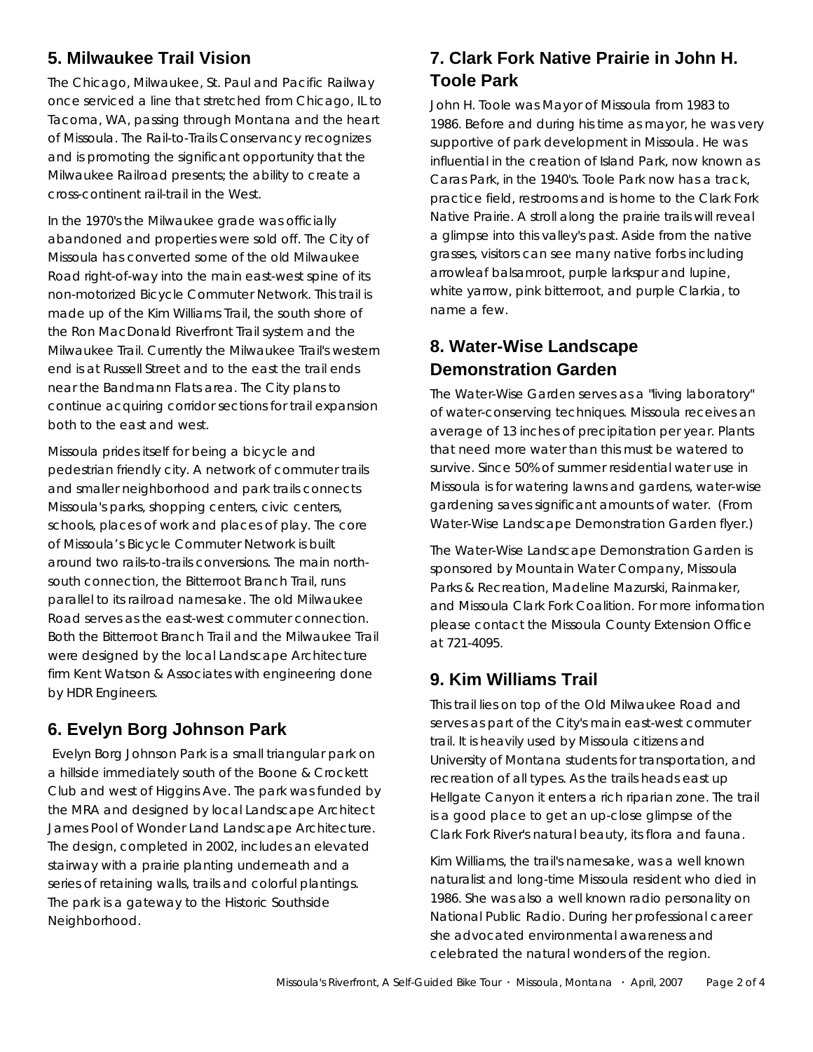## 5. Milwaukee Trail Vision

The Chicago, Milwaukee, St. Paul and Pacific Railway once serviced a line that stretched from Chicago, IL to Tacoma, WA, passing through Montana and the heart of Missoula. The Rail-to-Trails Conservancy recognizes and is promoting the significant opportunity that the Milwaukee Railroad presents; the ability to create a cross-continent rail-trail in the West.

In the 1970's the Milwaukee grade was officially abandoned and properties were sold off. The City of Missoula has converted some of the old Milwaukee Road right-of-way into the main east-west spine of its non-motorized Bicycle Commuter Network. This trail is made up of the Kim Williams Trail, the south shore of the Ron MacDonald Riverfront Trail system and the Milwaukee Trail. Currently the Milwaukee Trail's western end is at Russell Street and to the east the trail ends near the Bandmann Flats area. The City plans to continue acquiring corridor sections for trail expansion both to the east and west.

Missoula prides itself for being a bicycle and pedestrian friendly city. A network of commuter trails and smaller neighborhood and park trails connects Missoula's parks, shopping centers, civic centers, schools, places of work and places of play. The core of Missoula's Bicycle Commuter Network is built around two rails-to-trails conversions. The main north-south connection, the Bitterroot Branch Trail, runs parallel to its railroad namesake. The old Milwaukee Road serves as the east-west commuter connection. Both the Bitterroot Branch Trail and the Milwaukee Trail were designed by the local Landscape Architecture firm Kent Watson & Associates with engineering done by HDR Engineers.

## 6. Evelyn Borg Johnson Park

Evelyn Borg Johnson Park is a small triangular park on a hillside immediately south of the Boone & Crockett Club and west of Higgins Ave. The park was funded by the MRA and designed by local Landscape Architect James Pool of Wonder Land Landscape Architecture. The design, completed in 2002, includes an elevated stairway with a prairie planting underneath and a series of retaining walls, trails and colorful plantings. The park is a gateway to the Historic Southside Neighborhood.

## 7. Clark Fork Native Prairie in John H. Toole Park

John H. Toole was Mayor of Missoula from 1983 to 1986. Before and during his time as mayor, he was very supportive of park development in Missoula. He was influential in the creation of Island Park, now known as Caras Park, in the 1940's. Toole Park now has a track, practice field, restrooms and is home to the Clark Fork Native Prairie. A stroll along the prairie trails will reveal a glimpse into this valley's past. Aside from the native grasses, visitors can see many native forbs including arrowleaf balsamroot, purple larkspur and lupine, white yarrow, pink bitterroot, and purple Clarkia, to name a few.

## 8. Water-Wise Landscape Demonstration Garden

The Water-Wise Garden serves as a "living laboratory" of water-conserving techniques. Missoula receives an average of 13 inches of precipitation per year. Plants that need more water than this must be watered to survive. Since 50% of summer residential water use in Missoula is for watering lawns and gardens, water-wise gardening saves significant amounts of water. (From Water-Wise Landscape Demonstration Garden flyer.)

The Water-Wise Landscape Demonstration Garden is sponsored by Mountain Water Company, Missoula Parks & Recreation, Madeline Mazurski, Rainmaker, and Missoula Clark Fork Coalition. For more information please contact the Missoula County Extension Office at 721-4095.

## 9. Kim Williams Trail

This trail lies on top of the Old Milwaukee Road and serves as part of the City's main east-west commuter trail. It is heavily used by Missoula citizens and University of Montana students for transportation, and recreation of all types. As the trails heads east up Hellgate Canyon it enters a rich riparian zone. The trail is a good place to get an up-close glimpse of the Clark Fork River's natural beauty, its flora and fauna.

Kim Williams, the trail's namesake, was a well known naturalist and long-time Missoula resident who died in 1986. She was also a well known radio personality on National Public Radio. During her professional career she advocated environmental awareness and celebrated the natural wonders of the region.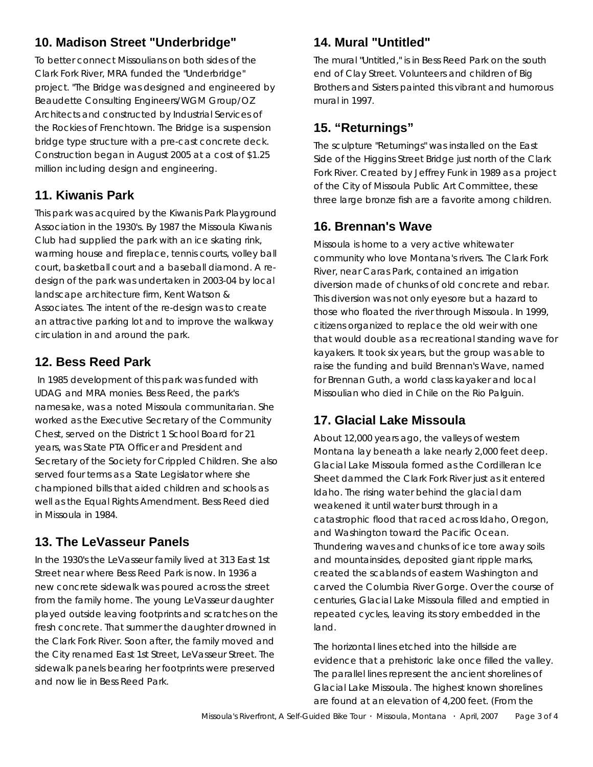## 10. Madison Street "Underbridge"

To better connect Missoulians on both sides of the Clark Fork River, MRA funded the "Underbridge" project. "The Bridge was designed and engineered by Beaudette Consulting Engineers/WGM Group/OZ Architects and constructed by Industrial Services of the Rockies of Frenchtown. The Bridge is a suspension bridge type structure with a pre-cast concrete deck. Construction began in August 2005 at a cost of $1.25 million including design and engineering.

## 11. Kiwanis Park

This park was acquired by the Kiwanis Park Playground Association in the 1930's. By 1987 the Missoula Kiwanis Club had supplied the park with an ice skating rink, warming house and fireplace, tennis courts, volley ball court, basketball court and a baseball diamond. A re-design of the park was undertaken in 2003-04 by local landscape architecture firm, Kent Watson & Associates. The intent of the re-design was to create an attractive parking lot and to improve the walkway circulation in and around the park.

## 12. Bess Reed Park

In 1985 development of this park was funded with UDAG and MRA monies. Bess Reed, the park's namesake, was a noted Missoula communitarian. She worked as the Executive Secretary of the Community Chest, served on the District 1 School Board for 21 years, was State PTA Officer and President and Secretary of the Society for Crippled Children. She also served four terms as a State Legislator where she championed bills that aided children and schools as well as the Equal Rights Amendment. Bess Reed died in Missoula in 1984.

## 13. The LeVasseur Panels

In the 1930's the LeVasseur family lived at 313 East 1st Street near where Bess Reed Park is now. In 1936 a new concrete sidewalk was poured across the street from the family home. The young LeVasseur daughter played outside leaving footprints and scratches on the fresh concrete. That summer the daughter drowned in the Clark Fork River. Soon after, the family moved and the City renamed East 1st Street, LeVasseur Street. The sidewalk panels bearing her footprints were preserved and now lie in Bess Reed Park.

## 14. Mural "Untitled"

The mural "Untitled," is in Bess Reed Park on the south end of Clay Street. Volunteers and children of Big Brothers and Sisters painted this vibrant and humorous mural in 1997.

## 15. "Returnings"

The sculpture "Returnings" was installed on the East Side of the Higgins Street Bridge just north of the Clark Fork River. Created by Jeffrey Funk in 1989 as a project of the City of Missoula Public Art Committee, these three large bronze fish are a favorite among children.

## 16. Brennan's Wave

Missoula is home to a very active whitewater community who love Montana's rivers. The Clark Fork River, near Caras Park, contained an irrigation diversion made of chunks of old concrete and rebar. This diversion was not only eyesore but a hazard to those who floated the river through Missoula. In 1999, citizens organized to replace the old weir with one that would double as a recreational standing wave for kayakers. It took six years, but the group was able to raise the funding and build Brennan's Wave, named for Brennan Guth, a world class kayaker and local Missoulian who died in Chile on the Rio Palguin.

## 17. Glacial Lake Missoula

About 12,000 years ago, the valleys of western Montana lay beneath a lake nearly 2,000 feet deep. Glacial Lake Missoula formed as the Cordilleran Ice Sheet dammed the Clark Fork River just as it entered Idaho. The rising water behind the glacial dam weakened it until water burst through in a catastrophic flood that raced across Idaho, Oregon, and Washington toward the Pacific Ocean. Thundering waves and chunks of ice tore away soils and mountainsides, deposited giant ripple marks, created the scablands of eastern Washington and carved the Columbia River Gorge. Over the course of centuries, Glacial Lake Missoula filled and emptied in repeated cycles, leaving its story embedded in the land.

The horizontal lines etched into the hillside are evidence that a prehistoric lake once filled the valley. The parallel lines represent the ancient shorelines of Glacial Lake Missoula. The highest known shorelines are found at an elevation of 4,200 feet. (From the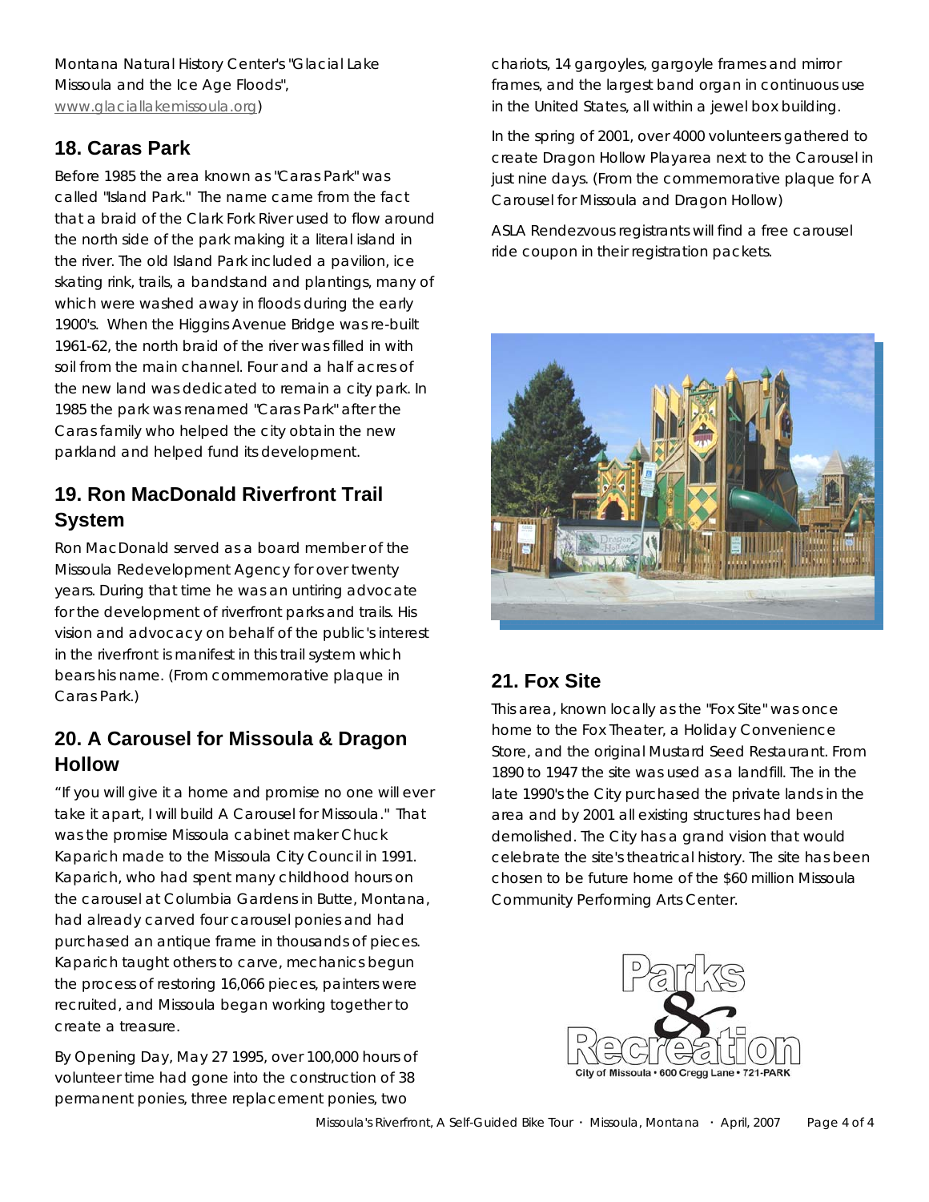Montana Natural History Center's "Glacial Lake Missoula and the Ice Age Floods", www.glaciallakemissoula.org)

## 18. Caras Park

Before 1985 the area known as "Caras Park" was called "Island Park." The name came from the fact that a braid of the Clark Fork River used to flow around the north side of the park making it a literal island in the river. The old Island Park included a pavilion, ice skating rink, trails, a bandstand and plantings, many of which were washed away in floods during the early 1900's. When the Higgins Avenue Bridge was re-built 1961-62, the north braid of the river was filled in with soil from the main channel. Four and a half acres of the new land was dedicated to remain a city park. In 1985 the park was renamed "Caras Park" after the Caras family who helped the city obtain the new parkland and helped fund its development.

## 19. Ron MacDonald Riverfront Trail System

Ron MacDonald served as a board member of the Missoula Redevelopment Agency for over twenty years. During that time he was an untiring advocate for the development of riverfront parks and trails. His vision and advocacy on behalf of the public's interest in the riverfront is manifest in this trail system which bears his name. (From commemorative plaque in Caras Park.)

## 20. A Carousel for Missoula & Dragon Hollow

"If you will give it a home and promise no one will ever take it apart, I will build A Carousel for Missoula." That was the promise Missoula cabinet maker Chuck Kaparich made to the Missoula City Council in 1991. Kaparich, who had spent many childhood hours on the carousel at Columbia Gardens in Butte, Montana, had already carved four carousel ponies and had purchased an antique frame in thousands of pieces. Kaparich taught others to carve, mechanics begun the process of restoring 16,066 pieces, painters were recruited, and Missoula began working together to create a treasure.

By Opening Day, May 27 1995, over 100,000 hours of volunteer time had gone into the construction of 38 permanent ponies, three replacement ponies, two chariots, 14 gargoyles, gargoyle frames and mirror frames, and the largest band organ in continuous use in the United States, all within a jewel box building.

In the spring of 2001, over 4000 volunteers gathered to create Dragon Hollow Playarea next to the Carousel in just nine days. (From the commemorative plaque for A Carousel for Missoula and Dragon Hollow)

ASLA Rendezvous registrants will find a free carousel ride coupon in their registration packets.

## 21. Fox Site

This area, known locally as the "Fox Site" was once home to the Fox Theater, a Holiday Convenience Store, and the original Mustard Seed Restaurant. From 1890 to 1947 the site was used as a landfill. The in the late 1990's the City purchased the private lands in the area and by 2001 all existing structures had been demolished. The City has a grand vision that would celebrate the site's theatrical history. The site has been chosen to be future home of the $60 million Missoula Community Performing Arts Center.

Parks & Recreation

City of Missoula • 600 Cregg Lane • 721-PARK